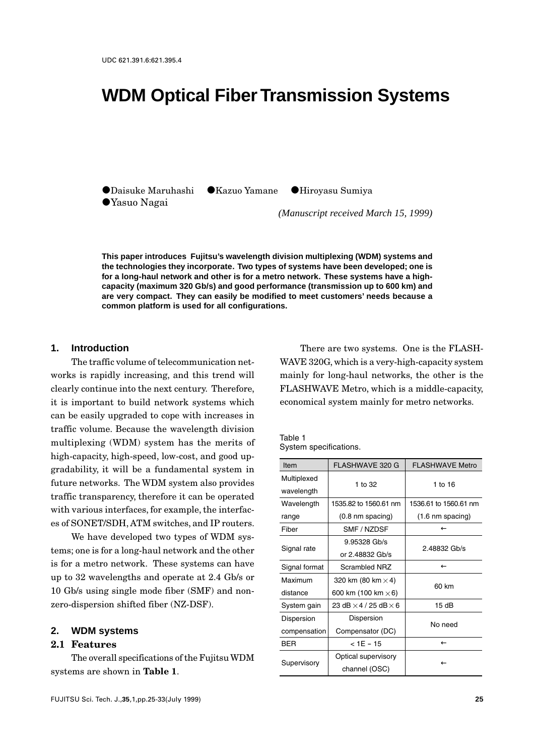UDC 621.391.6:621.395.4

# WDM Optical Fiber Transmission Systems

●Daisuke Maruhashi ●Kazuo Yamane ●Hiroyasu Sumiya
●Yasuo Nagai

*(Manuscript received March 15, 1999)*

**This paper introduces Fujitsu's wavelength division multiplexing (WDM) systems and the technologies they incorporate. Two types of systems have been developed; one is for a long-haul network and other is for a metro network. These systems have a high-capacity (maximum 320 Gb/s) and good performance (transmission up to 600 km) and are very compact. They can easily be modified to meet customers' needs because a common platform is used for all configurations.**

## 1. Introduction

The traffic volume of telecommunication networks is rapidly increasing, and this trend will clearly continue into the next century. Therefore, it is important to build network systems which can be easily upgraded to cope with increases in traffic volume. Because the wavelength division multiplexing (WDM) system has the merits of high-capacity, high-speed, low-cost, and good upgradability, it will be a fundamental system in future networks. The WDM system also provides traffic transparency, therefore it can be operated with various interfaces, for example, the interfaces of SONET/SDH, ATM switches, and IP routers.

We have developed two types of WDM systems; one is for a long-haul network and the other is for a metro network. These systems can have up to 32 wavelengths and operate at 2.4 Gb/s or 10 Gb/s using single mode fiber (SMF) and non-zero-dispersion shifted fiber (NZ-DSF).

## 2. WDM systems

### 2.1 Features

The overall specifications of the Fujitsu WDM systems are shown in **Table 1**.

There are two systems. One is the FLASHWAVE 320G, which is a very-high-capacity system mainly for long-haul networks, the other is the FLASHWAVE Metro, which is a middle-capacity, economical system mainly for metro networks.

Table 1
System specifications.

| Item | FLASHWAVE 320 G | FLASHWAVE Metro |
|---|---|---|
| Multiplexed wavelength | 1 to 32 | 1 to 16 |
| Wavelength range | 1535.82 to 1560.61 nm (0.8 nm spacing) | 1536.61 to 1560.61 nm (1.6 nm spacing) |
| Fiber | SMF / NZDSF | ← |
| Signal rate | 9.95328 Gb/s or 2.48832 Gb/s | 2.48832 Gb/s |
| Signal format | Scrambled NRZ | ← |
| Maximum distance | 320 km (80 km $\times$ 4) 600 km (100 km $\times$ 6) | 60 km |
| System gain | 23 dB $\times$ 4 / 25 dB $\times$ 6 | 15 dB |
| Dispersion compensation | Dispersion Compensator (DC) | No need |
| BER | < 1E − 15 | ← |
| Supervisory | Optical supervisory channel (OSC) | ← |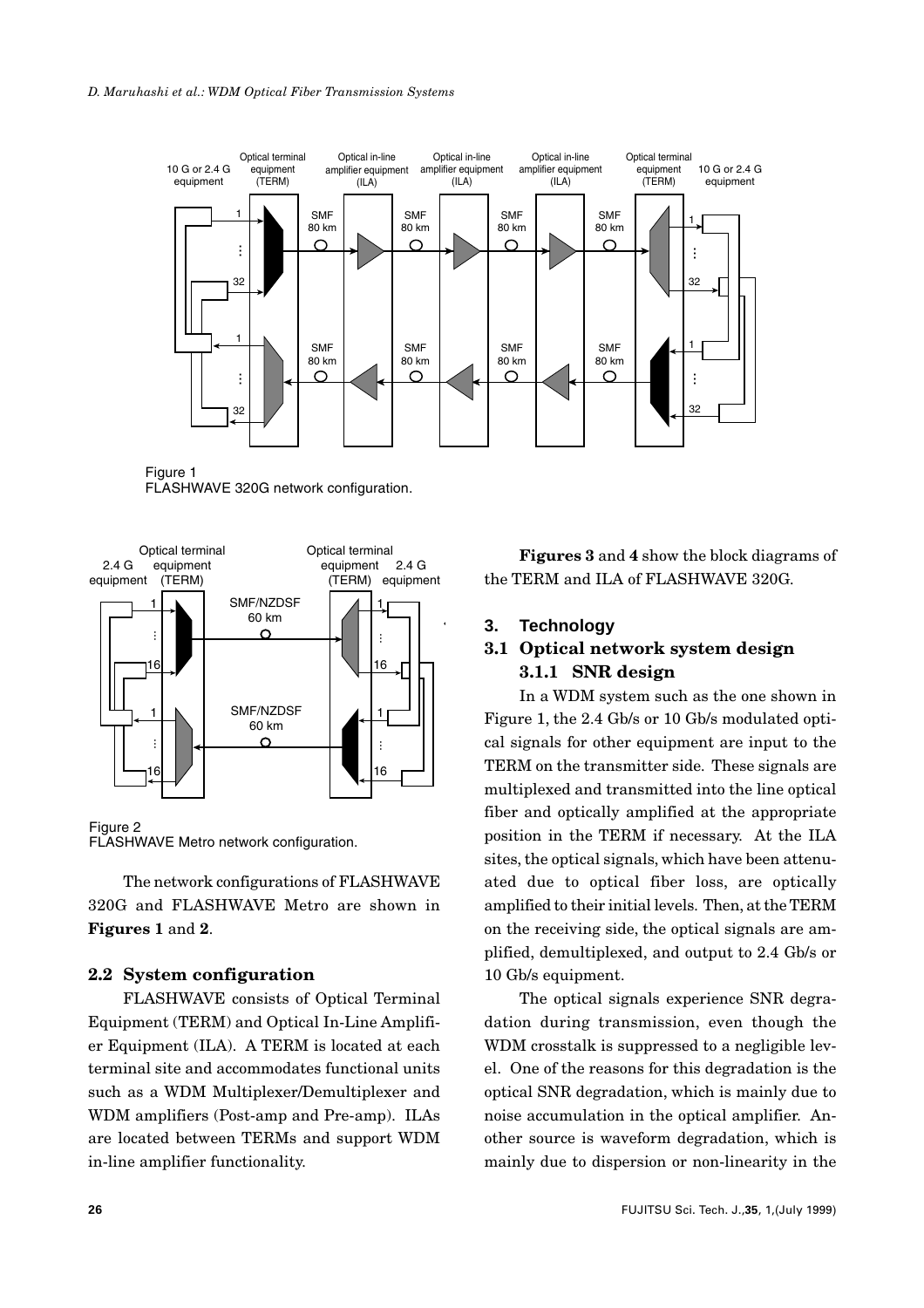Figure 1
FLASHWAVE 320G network configuration.

Figure 2
FLASHWAVE Metro network configuration.

The network configurations of FLASHWAVE 320G and FLASHWAVE Metro are shown in **Figures 1** and **2**.

## 2.2 System configuration

FLASHWAVE consists of Optical Terminal Equipment (TERM) and Optical In-Line Amplifier Equipment (ILA). A TERM is located at each terminal site and accommodates functional units such as a WDM Multiplexer/Demultiplexer and WDM amplifiers (Post-amp and Pre-amp). ILAs are located between TERMs and support WDM in-line amplifier functionality.

**Figures 3** and **4** show the block diagrams of the TERM and ILA of FLASHWAVE 320G.

# 3. Technology

## 3.1 Optical network system design

### 3.1.1 SNR design

In a WDM system such as the one shown in Figure 1, the 2.4 Gb/s or 10 Gb/s modulated optical signals for other equipment are input to the TERM on the transmitter side. These signals are multiplexed and transmitted into the line optical fiber and optically amplified at the appropriate position in the TERM if necessary. At the ILA sites, the optical signals, which have been attenuated due to optical fiber loss, are optically amplified to their initial levels. Then, at the TERM on the receiving side, the optical signals are amplified, demultiplexed, and output to 2.4 Gb/s or 10 Gb/s equipment.

The optical signals experience SNR degradation during transmission, even though the WDM crosstalk is suppressed to a negligible level. One of the reasons for this degradation is the optical SNR degradation, which is mainly due to noise accumulation in the optical amplifier. Another source is waveform degradation, which is mainly due to dispersion or non-linearity in the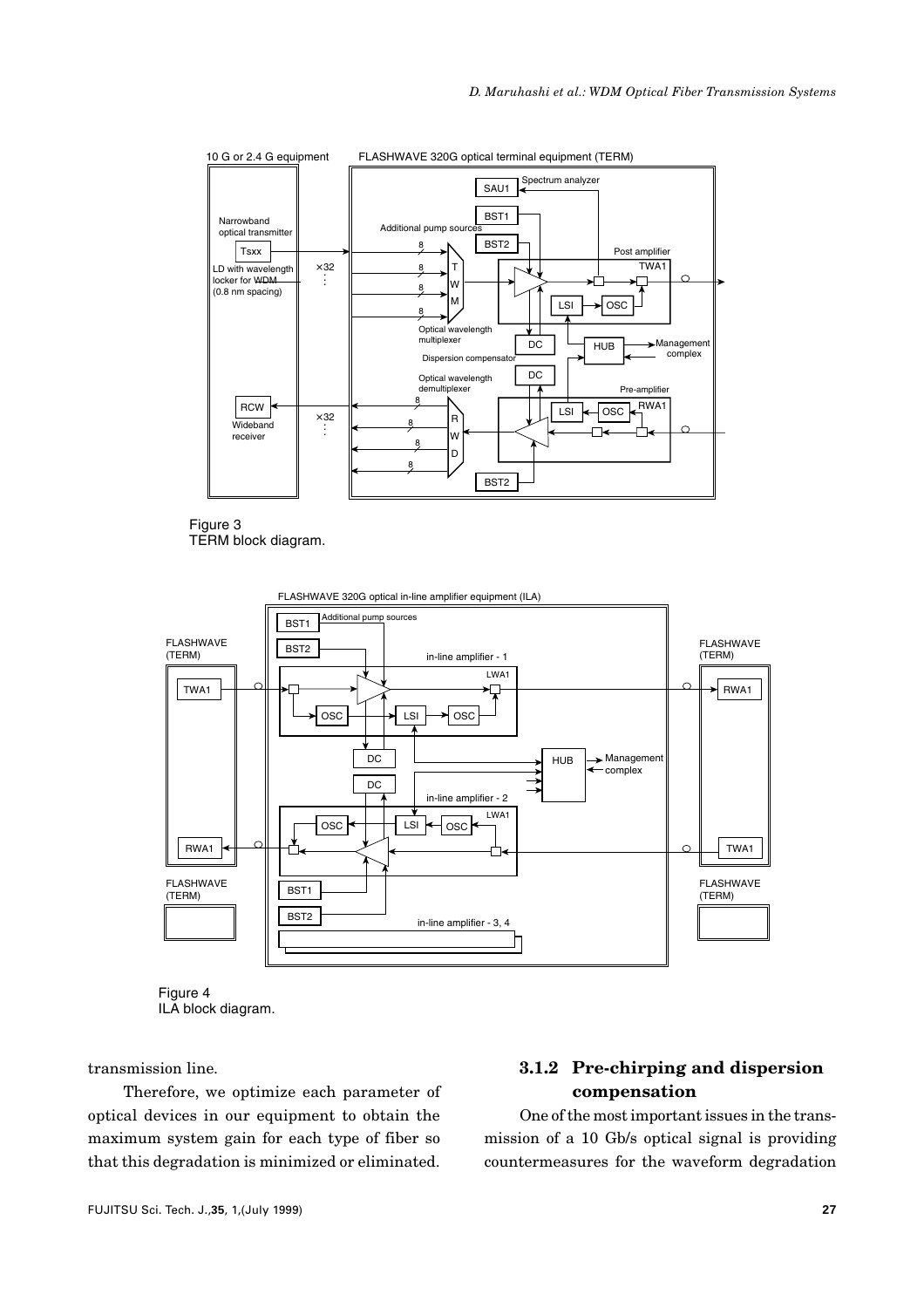Figure 3
TERM block diagram.

Figure 4
ILA block diagram.

transmission line.

Therefore, we optimize each parameter of optical devices in our equipment to obtain the maximum system gain for each type of fiber so that this degradation is minimized or eliminated.

### 3.1.2 Pre-chirping and dispersion compensation

One of the most important issues in the transmission of a 10 Gb/s optical signal is providing countermeasures for the waveform degradation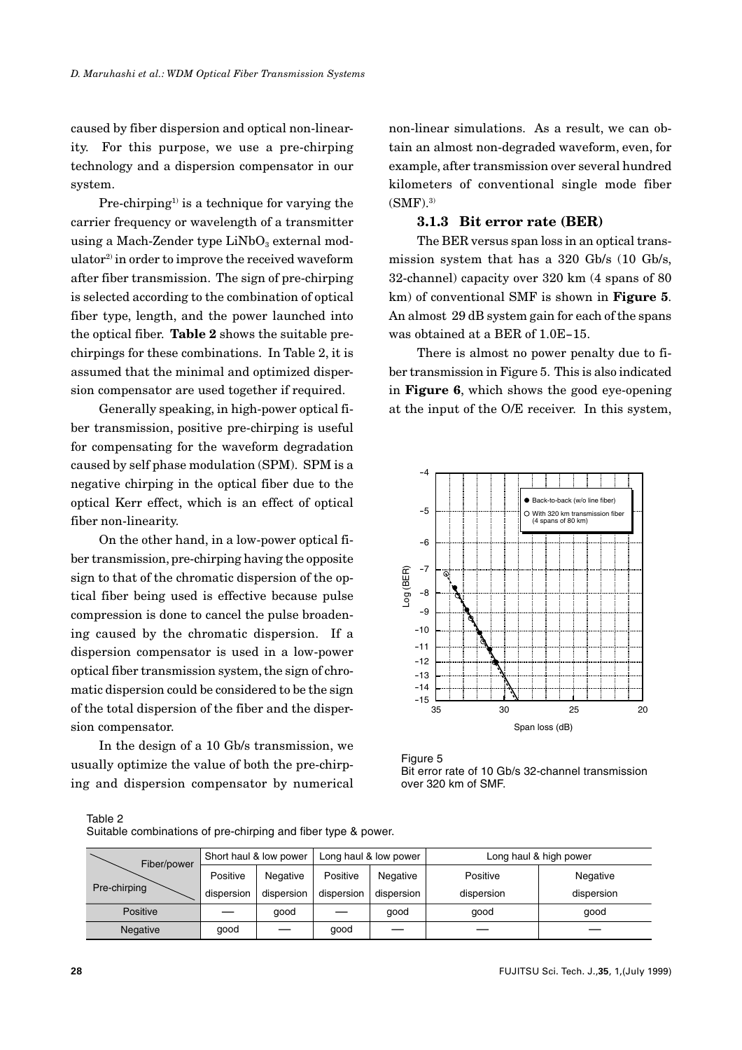caused by fiber dispersion and optical non-linearity. For this purpose, we use a pre-chirping technology and a dispersion compensator in our system.

Pre-chirping[1] is a technique for varying the carrier frequency or wavelength of a transmitter using a Mach-Zender type $LiNbO_3$ external modulator[2] in order to improve the received waveform after fiber transmission. The sign of pre-chirping is selected according to the combination of optical fiber type, length, and the power launched into the optical fiber. **Table 2** shows the suitable pre-chirpings for these combinations. In Table 2, it is assumed that the minimal and optimized dispersion compensator are used together if required.

Generally speaking, in high-power optical fiber transmission, positive pre-chirping is useful for compensating for the waveform degradation caused by self phase modulation (SPM). SPM is a negative chirping in the optical fiber due to the optical Kerr effect, which is an effect of optical fiber non-linearity.

On the other hand, in a low-power optical fiber transmission, pre-chirping having the opposite sign to that of the chromatic dispersion of the optical fiber being used is effective because pulse compression is done to cancel the pulse broadening caused by the chromatic dispersion. If a dispersion compensator is used in a low-power optical fiber transmission system, the sign of chromatic dispersion could be considered to be the sign of the total dispersion of the fiber and the dispersion compensator.

In the design of a 10 Gb/s transmission, we usually optimize the value of both the pre-chirping and dispersion compensator by numerical non-linear simulations. As a result, we can obtain an almost non-degraded waveform, even, for example, after transmission over several hundred kilometers of conventional single mode fiber (SMF).[3]

### 3.1.3 Bit error rate (BER)

The BER versus span loss in an optical transmission system that has a 320 Gb/s (10 Gb/s, 32-channel) capacity over 320 km (4 spans of 80 km) of conventional SMF is shown in **Figure 5**. An almost 29 dB system gain for each of the spans was obtained at a BER of 1.0E−15.

There is almost no power penalty due to fiber transmission in Figure 5. This is also indicated in **Figure 6**, which shows the good eye-opening at the input of the O/E receiver. In this system,

Figure 5
Bit error rate of 10 Gb/s 32-channel transmission over 320 km of SMF.

Table 2
Suitable combinations of pre-chirping and fiber type & power.

| Pre-chirping \ Fiber/power | Short haul & low power | | Long haul & low power | | Long haul & high power | |
|---|---|---|---|---|---|---|
| | Positive dispersion | Negative dispersion | Positive dispersion | Negative dispersion | Positive dispersion | Negative dispersion |
| Positive | — | good | — | good | good | good |
| Negative | good | — | good | — | — | — |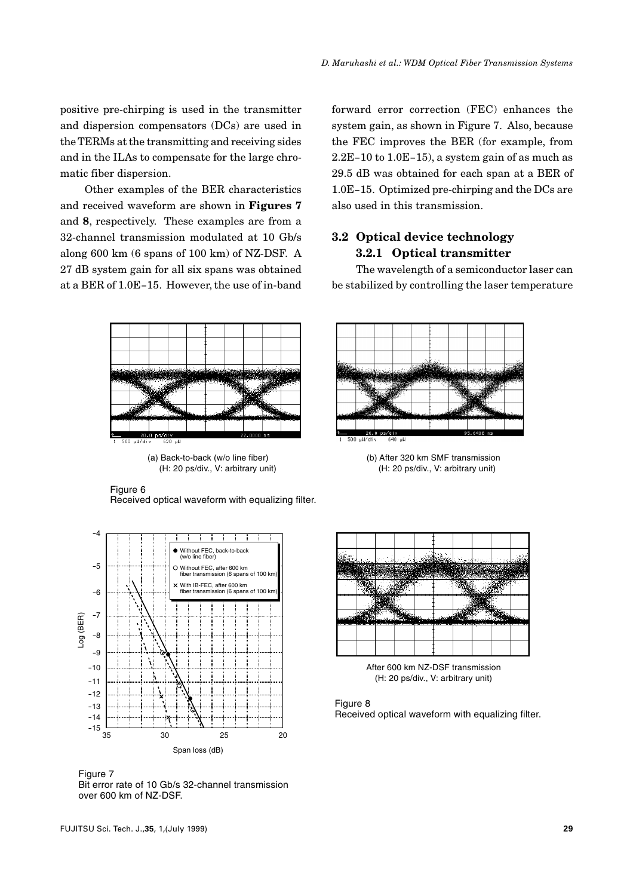positive pre-chirping is used in the transmitter and dispersion compensators (DCs) are used in the TERMs at the transmitting and receiving sides and in the ILAs to compensate for the large chromatic fiber dispersion.

Other examples of the BER characteristics and received waveform are shown in **Figures 7** and **8**, respectively. These examples are from a 32-channel transmission modulated at 10 Gb/s along 600 km (6 spans of 100 km) of NZ-DSF. A 27 dB system gain for all six spans was obtained at a BER of 1.0E–15. However, the use of in-band forward error correction (FEC) enhances the system gain, as shown in Figure 7. Also, because the FEC improves the BER (for example, from 2.2E–10 to 1.0E–15), a system gain of as much as 29.5 dB was obtained for each span at a BER of 1.0E–15. Optimized pre-chirping and the DCs are also used in this transmission.

(a) Back-to-back (w/o line fiber)
(H: 20 ps/div., V: arbitrary unit)

(b) After 320 km SMF transmission
(H: 20 ps/div., V: arbitrary unit)

Figure 6
Received optical waveform with equalizing filter.

Figure 7
Bit error rate of 10 Gb/s 32-channel transmission over 600 km of NZ-DSF.

After 600 km NZ-DSF transmission
(H: 20 ps/div., V: arbitrary unit)

Figure 8
Received optical waveform with equalizing filter.

## 3.2 Optical device technology

### 3.2.1 Optical transmitter

The wavelength of a semiconductor laser can be stabilized by controlling the laser temperature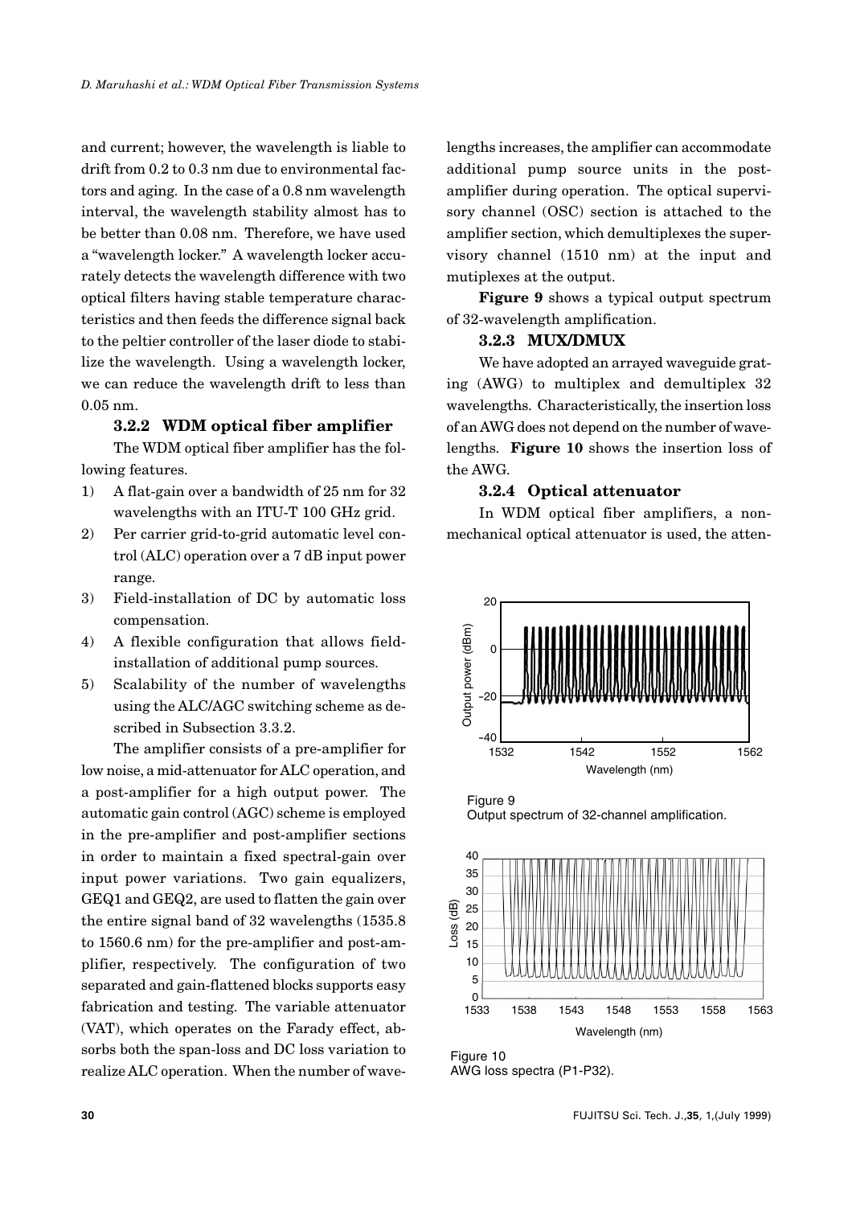and current; however, the wavelength is liable to drift from 0.2 to 0.3 nm due to environmental factors and aging. In the case of a 0.8 nm wavelength interval, the wavelength stability almost has to be better than 0.08 nm. Therefore, we have used a "wavelength locker." A wavelength locker accurately detects the wavelength difference with two optical filters having stable temperature characteristics and then feeds the difference signal back to the peltier controller of the laser diode to stabilize the wavelength. Using a wavelength locker, we can reduce the wavelength drift to less than 0.05 nm.

### 3.2.2 WDM optical fiber amplifier

The WDM optical fiber amplifier has the following features.

1) A flat-gain over a bandwidth of 25 nm for 32 wavelengths with an ITU-T 100 GHz grid.
2) Per carrier grid-to-grid automatic level control (ALC) operation over a 7 dB input power range.
3) Field-installation of DC by automatic loss compensation.
4) A flexible configuration that allows field-installation of additional pump sources.
5) Scalability of the number of wavelengths using the ALC/AGC switching scheme as described in Subsection 3.3.2.

The amplifier consists of a pre-amplifier for low noise, a mid-attenuator for ALC operation, and a post-amplifier for a high output power. The automatic gain control (AGC) scheme is employed in the pre-amplifier and post-amplifier sections in order to maintain a fixed spectral-gain over input power variations. Two gain equalizers, GEQ1 and GEQ2, are used to flatten the gain over the entire signal band of 32 wavelengths (1535.8 to 1560.6 nm) for the pre-amplifier and post-amplifier, respectively. The configuration of two separated and gain-flattened blocks supports easy fabrication and testing. The variable attenuator (VAT), which operates on the Farady effect, absorbs both the span-loss and DC loss variation to realize ALC operation. When the number of wavelengths increases, the amplifier can accommodate additional pump source units in the post-amplifier during operation. The optical supervisory channel (OSC) section is attached to the amplifier section, which demultiplexes the supervisory channel (1510 nm) at the input and mutiplexes at the output.

**Figure 9** shows a typical output spectrum of 32-wavelength amplification.

### 3.2.3 MUX/DMUX

We have adopted an arrayed waveguide grating (AWG) to multiplex and demultiplex 32 wavelengths. Characteristically, the insertion loss of an AWG does not depend on the number of wavelengths. **Figure 10** shows the insertion loss of the AWG.

### 3.2.4 Optical attenuator

In WDM optical fiber amplifiers, a non-mechanical optical attenuator is used, the atten-

Figure 9
Output spectrum of 32-channel amplification.

Figure 10
AWG loss spectra (P1-P32).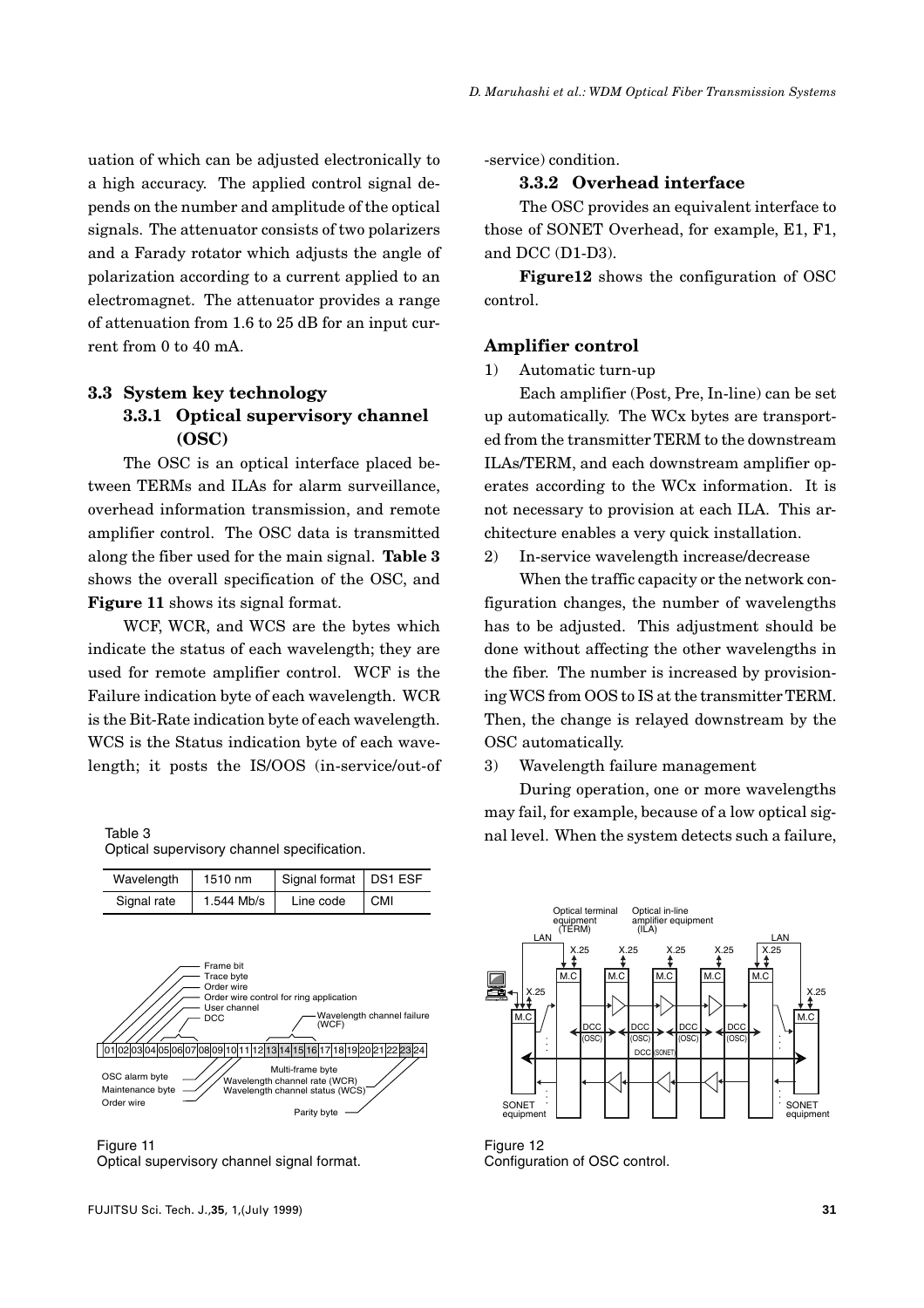uation of which can be adjusted electronically to a high accuracy. The applied control signal depends on the number and amplitude of the optical signals. The attenuator consists of two polarizers and a Farady rotator which adjusts the angle of polarization according to a current applied to an electromagnet. The attenuator provides a range of attenuation from 1.6 to 25 dB for an input current from 0 to 40 mA.

## 3.3 System key technology

### 3.3.1 Optical supervisory channel (OSC)

The OSC is an optical interface placed between TERMs and ILAs for alarm surveillance, overhead information transmission, and remote amplifier control. The OSC data is transmitted along the fiber used for the main signal. **Table 3** shows the overall specification of the OSC, and **Figure 11** shows its signal format.

WCF, WCR, and WCS are the bytes which indicate the status of each wavelength; they are used for remote amplifier control. WCF is the Failure indication byte of each wavelength. WCR is the Bit-Rate indication byte of each wavelength. WCS is the Status indication byte of each wavelength; it posts the IS/OOS (in-service/out-of-service) condition.

Table 3
Optical supervisory channel specification.

| Wavelength | 1510 nm | Signal format | DS1 ESF |
|---|---|---|---|
| Signal rate | 1.544 Mb/s | Line code | CMI |

Figure 11
Optical supervisory channel signal format.

### 3.3.2 Overhead interface

The OSC provides an equivalent interface to those of SONET Overhead, for example, E1, F1, and DCC (D1-D3).

**Figure12** shows the configuration of OSC control.

Figure 12
Configuration of OSC control.

### Amplifier control

1) Automatic turn-up

Each amplifier (Post, Pre, In-line) can be set up automatically. The WCx bytes are transported from the transmitter TERM to the downstream ILAs/TERM, and each downstream amplifier operates according to the WCx information. It is not necessary to provision at each ILA. This architecture enables a very quick installation.

2) In-service wavelength increase/decrease

When the traffic capacity or the network configuration changes, the number of wavelengths has to be adjusted. This adjustment should be done without affecting the other wavelengths in the fiber. The number is increased by provisioning WCS from OOS to IS at the transmitter TERM. Then, the change is relayed downstream by the OSC automatically.

3) Wavelength failure management

During operation, one or more wavelengths may fail, for example, because of a low optical signal level. When the system detects such a failure,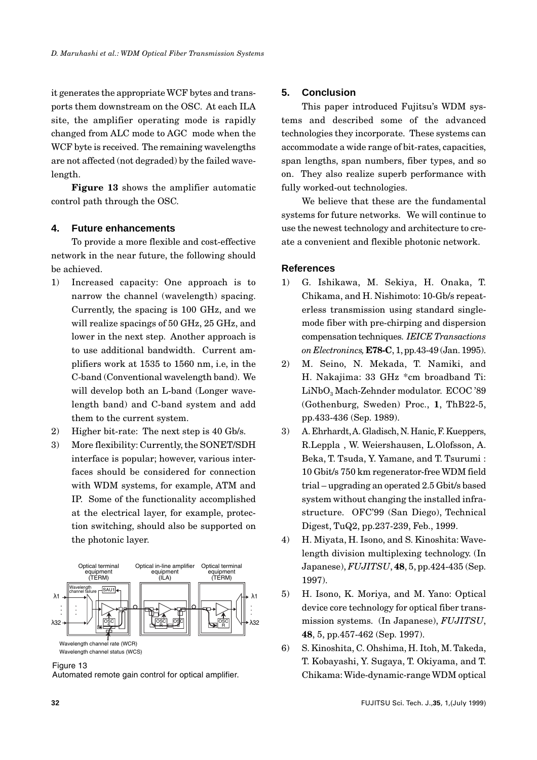it generates the appropriate WCF bytes and transports them downstream on the OSC. At each ILA site, the amplifier operating mode is rapidly changed from ALC mode to AGC mode when the WCF byte is received. The remaining wavelengths are not affected (not degraded) by the failed wavelength.

**Figure 13** shows the amplifier automatic control path through the OSC.

## 4. Future enhancements

To provide a more flexible and cost-effective network in the near future, the following should be achieved.

1) Increased capacity: One approach is to narrow the channel (wavelength) spacing. Currently, the spacing is 100 GHz, and we will realize spacings of 50 GHz, 25 GHz, and lower in the next step. Another approach is to use additional bandwidth. Current amplifiers work at 1535 to 1560 nm, i.e, in the C-band (Conventional wavelength band). We will develop both an L-band (Longer wavelength band) and C-band system and add them to the current system.
2) Higher bit-rate: The next step is 40 Gb/s.
3) More flexibility: Currently, the SONET/SDH interface is popular; however, various interfaces should be considered for connection with WDM systems, for example, ATM and IP. Some of the functionality accomplished at the electrical layer, for example, protection switching, should also be supported on the photonic layer.

Figure 13
Automated remote gain control for optical amplifier.

## 5. Conclusion

This paper introduced Fujitsu's WDM systems and described some of the advanced technologies they incorporate. These systems can accommodate a wide range of bit-rates, capacities, span lengths, span numbers, fiber types, and so on. They also realize superb performance with fully worked-out technologies.

We believe that these are the fundamental systems for future networks. We will continue to use the newest technology and architecture to create a convenient and flexible photonic network.

## References

1) G. Ishikawa, M. Sekiya, H. Onaka, T. Chikama, and H. Nishimoto: 10-Gb/s repeaterless transmission using standard single-mode fiber with pre-chirping and dispersion compensation techniques. *IEICE Transactions on Electronincs,* **E78-C**, 1, pp.43-49 (Jan. 1995).
2) M. Seino, N. Mekada, T. Namiki, and H. Nakajima: 33 GHz *cm broadband Ti: $LiNbO_3$ Mach-Zehnder modulator. ECOC '89 (Gothenburg, Sweden) Proc., **1**, ThB22-5, pp.433-436 (Sep. 1989).
3) A. Ehrhardt, A. Gladisch, N. Hanic, F. Kueppers, R.Leppla , W. Weiershausen, L.Olofsson, A. Beka, T. Tsuda, Y. Yamane, and T. Tsurumi : 10 Gbit/s 750 km regenerator-free WDM field trial – upgrading an operated 2.5 Gbit/s based system without changing the installed infrastructure. OFC'99 (San Diego), Technical Digest, TuQ2, pp.237-239, Feb., 1999.
4) H. Miyata, H. Isono, and S. Kinoshita: Wavelength division multiplexing technology. (In Japanese), *FUJITSU*, **48**, 5, pp.424-435 (Sep. 1997).
5) H. Isono, K. Moriya, and M. Yano: Optical device core technology for optical fiber transmission systems. (In Japanese), *FUJITSU*, **48**, 5, pp.457-462 (Sep. 1997).
6) S. Kinoshita, C. Ohshima, H. Itoh, M. Takeda, T. Kobayashi, Y. Sugaya, T. Okiyama, and T. Chikama: Wide-dynamic-range WDM optical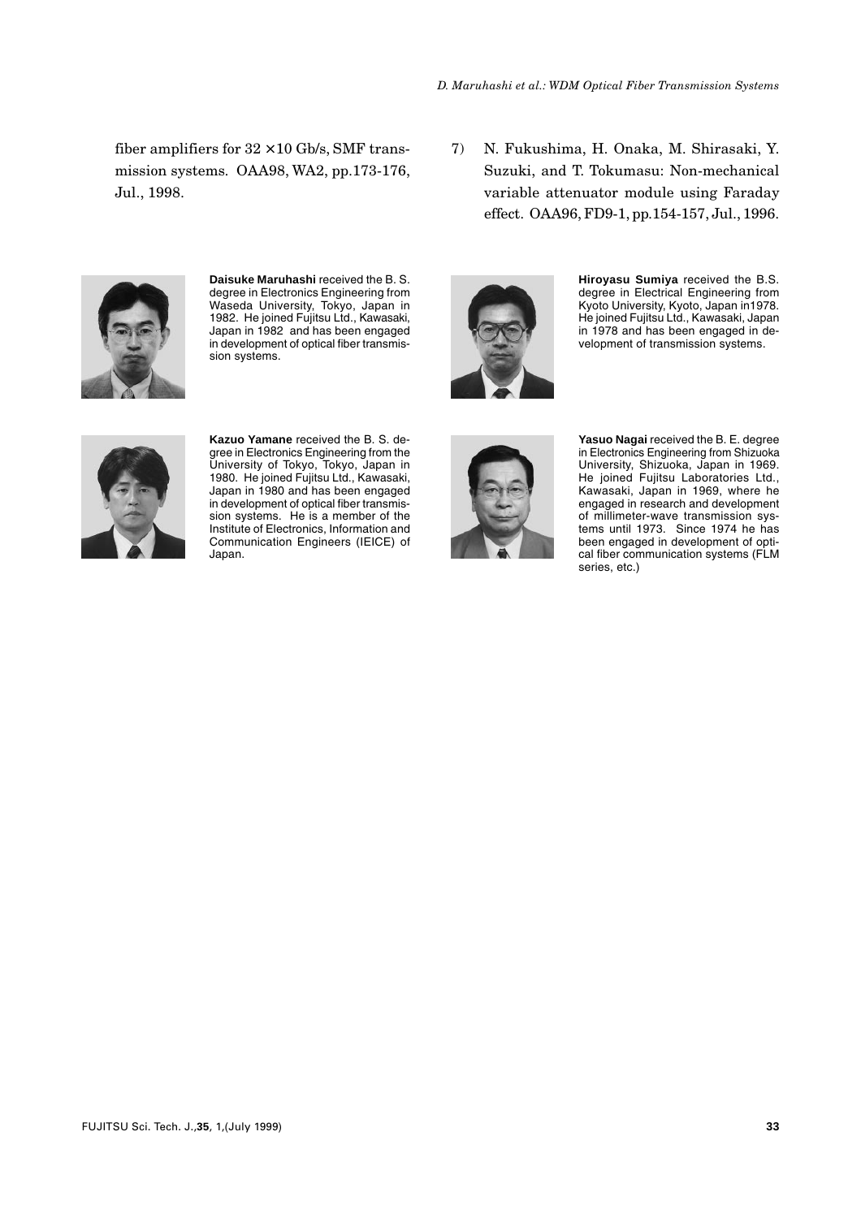fiber amplifiers for 32 ×10 Gb/s, SMF transmission systems. OAA98, WA2, pp.173-176, Jul., 1998.

7) N. Fukushima, H. Onaka, M. Shirasaki, Y. Suzuki, and T. Tokumasu: Non-mechanical variable attenuator module using Faraday effect. OAA96, FD9-1, pp.154-157, Jul., 1996.

**Daisuke Maruhashi** received the B. S. degree in Electronics Engineering from Waseda University, Tokyo, Japan in 1982. He joined Fujitsu Ltd., Kawasaki, Japan in 1982 and has been engaged in development of optical fiber transmission systems.

**Hiroyasu Sumiya** received the B.S. degree in Electrical Engineering from Kyoto University, Kyoto, Japan in1978. He joined Fujitsu Ltd., Kawasaki, Japan in 1978 and has been engaged in development of transmission systems.

**Kazuo Yamane** received the B. S. degree in Electronics Engineering from the University of Tokyo, Tokyo, Japan in 1980. He joined Fujitsu Ltd., Kawasaki, Japan in 1980 and has been engaged in development of optical fiber transmission systems. He is a member of the Institute of Electronics, Information and Communication Engineers (IEICE) of Japan.

**Yasuo Nagai** received the B. E. degree in Electronics Engineering from Shizuoka University, Shizuoka, Japan in 1969. He joined Fujitsu Laboratories Ltd., Kawasaki, Japan in 1969, where he engaged in research and development of millimeter-wave transmission systems until 1973. Since 1974 he has been engaged in development of optical fiber communication systems (FLM series, etc.)